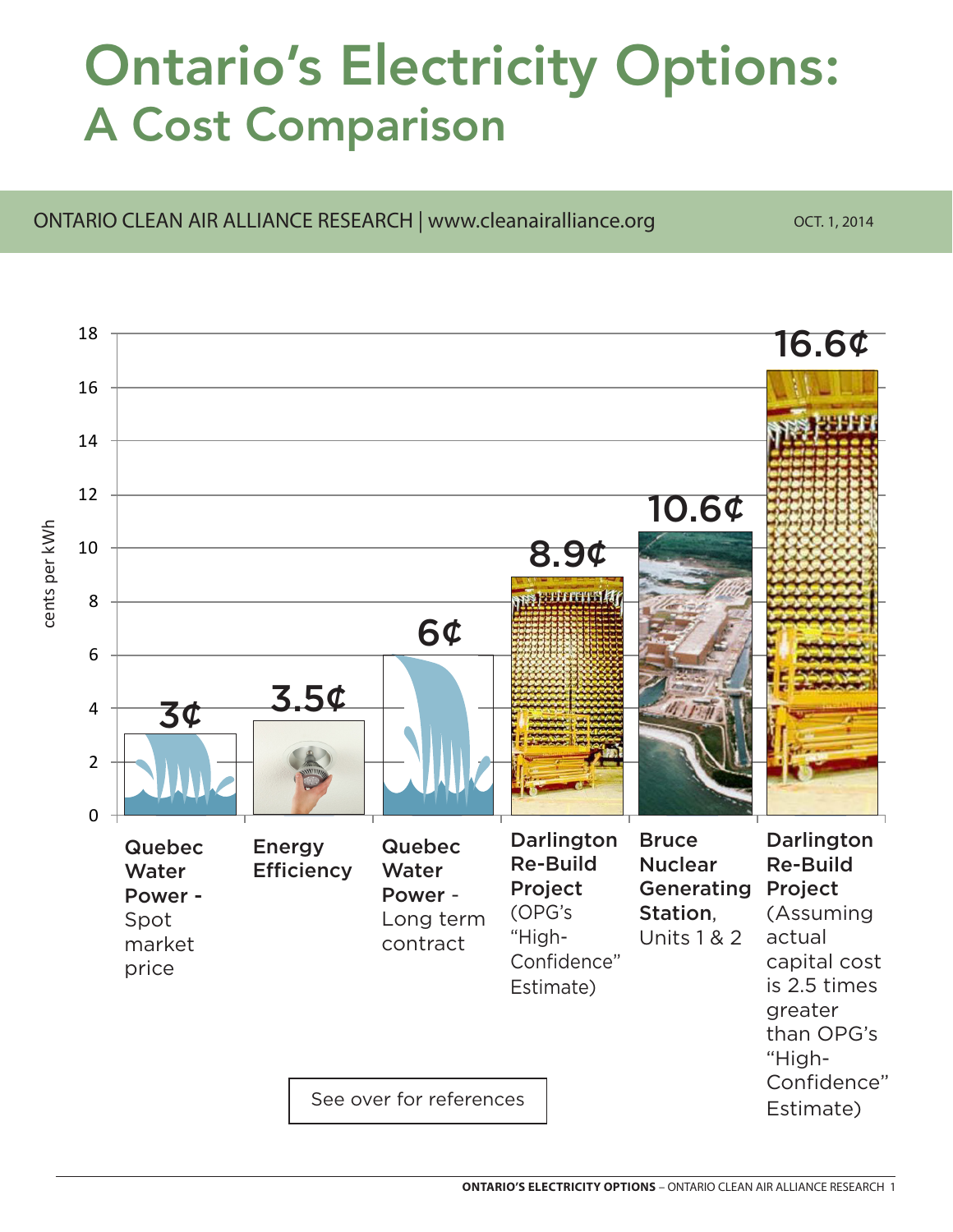# Ontario's Electricity Options:
## A Cost Comparison

ONTARIO CLEAN AIR ALLIANCE RESEARCH | www.cleanairalliance.org

OCT. 1, 2014

| Option | cents per kWh |
|---|---|
| **Quebec Water Power -** Spot market price | 3¢ |
| **Energy Efficiency** | 3.5¢ |
| **Quebec Water Power -** Long term contract | 6¢ |
| **Darlington Re-Build Project** (OPG's "High-Confidence" Estimate) | 8.9¢ |
| **Bruce Nuclear Generating Station,** Units 1 & 2 | 10.6¢ |
| **Darlington Re-Build Project** (Assuming actual capital cost is 2.5 times greater than OPG's "High-Confidence" Estimate) | 16.6¢ |

See over for references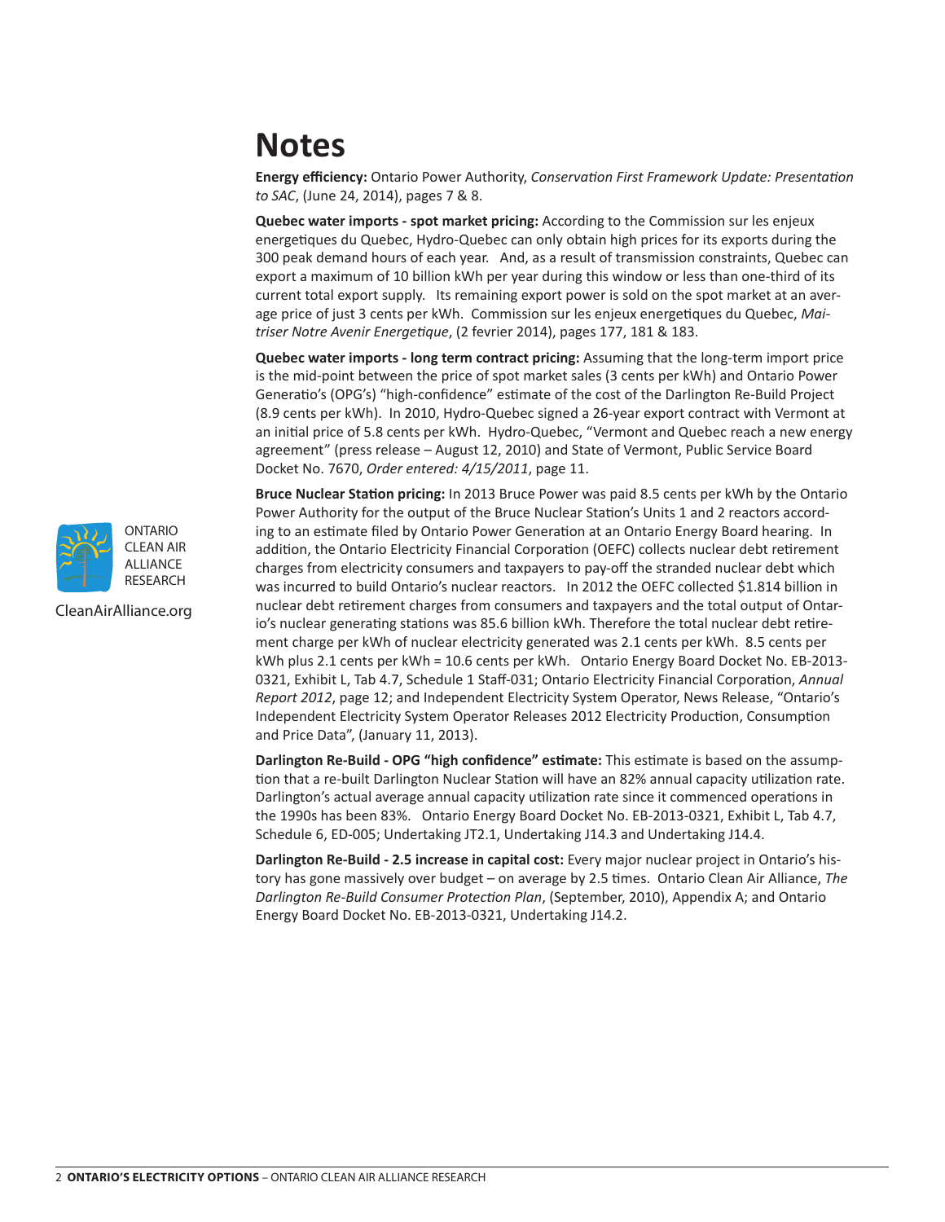# Notes

**Energy efficiency:** Ontario Power Authority, *Conservation First Framework Update: Presentation to SAC*, (June 24, 2014), pages 7 & 8.

**Quebec water imports - spot market pricing:** According to the Commission sur les enjeux energetiques du Quebec, Hydro-Quebec can only obtain high prices for its exports during the 300 peak demand hours of each year. And, as a result of transmission constraints, Quebec can export a maximum of 10 billion kWh per year during this window or less than one-third of its current total export supply. Its remaining export power is sold on the spot market at an average price of just 3 cents per kWh. Commission sur les enjeux energetiques du Quebec, *Maitriser Notre Avenir Energetique*, (2 fevrier 2014), pages 177, 181 & 183.

**Quebec water imports - long term contract pricing:** Assuming that the long-term import price is the mid-point between the price of spot market sales (3 cents per kWh) and Ontario Power Generatio's (OPG's) "high-confidence" estimate of the cost of the Darlington Re-Build Project (8.9 cents per kWh). In 2010, Hydro-Quebec signed a 26-year export contract with Vermont at an initial price of 5.8 cents per kWh. Hydro-Quebec, "Vermont and Quebec reach a new energy agreement" (press release – August 12, 2010) and State of Vermont, Public Service Board Docket No. 7670, *Order entered: 4/15/2011*, page 11.

**Bruce Nuclear Station pricing:** In 2013 Bruce Power was paid 8.5 cents per kWh by the Ontario Power Authority for the output of the Bruce Nuclear Station's Units 1 and 2 reactors according to an estimate filed by Ontario Power Generation at an Ontario Energy Board hearing. In addition, the Ontario Electricity Financial Corporation (OEFC) collects nuclear debt retirement charges from electricity consumers and taxpayers to pay-off the stranded nuclear debt which was incurred to build Ontario's nuclear reactors. In 2012 the OEFC collected $1.814 billion in nuclear debt retirement charges from consumers and taxpayers and the total output of Ontario's nuclear generating stations was 85.6 billion kWh. Therefore the total nuclear debt retirement charge per kWh of nuclear electricity generated was 2.1 cents per kWh. 8.5 cents per kWh plus 2.1 cents per kWh = 10.6 cents per kWh. Ontario Energy Board Docket No. EB-2013-0321, Exhibit L, Tab 4.7, Schedule 1 Staff-031; Ontario Electricity Financial Corporation, *Annual Report 2012*, page 12; and Independent Electricity System Operator, News Release, "Ontario's Independent Electricity System Operator Releases 2012 Electricity Production, Consumption and Price Data", (January 11, 2013).

**Darlington Re-Build - OPG "high confidence" estimate:** This estimate is based on the assumption that a re-built Darlington Nuclear Station will have an 82% annual capacity utilization rate. Darlington's actual average annual capacity utilization rate since it commenced operations in the 1990s has been 83%. Ontario Energy Board Docket No. EB-2013-0321, Exhibit L, Tab 4.7, Schedule 6, ED-005; Undertaking JT2.1, Undertaking J14.3 and Undertaking J14.4.

**Darlington Re-Build - 2.5 increase in capital cost:** Every major nuclear project in Ontario's history has gone massively over budget – on average by 2.5 times. Ontario Clean Air Alliance, *The Darlington Re-Build Consumer Protection Plan*, (September, 2010), Appendix A; and Ontario Energy Board Docket No. EB-2013-0321, Undertaking J14.2.

ONTARIO CLEAN AIR ALLIANCE RESEARCH

CleanAirAlliance.org